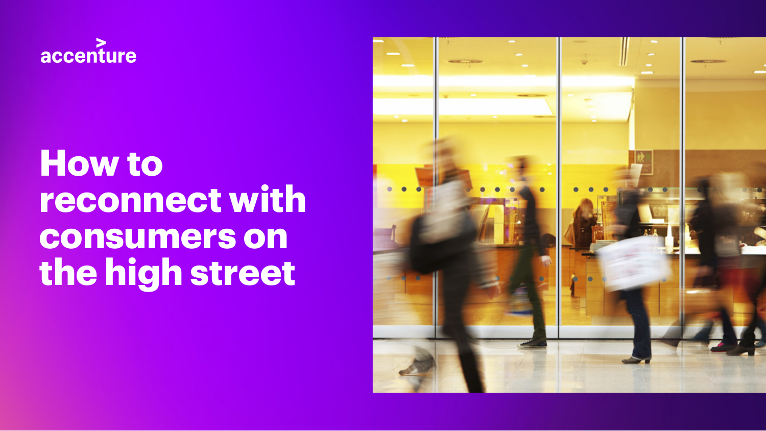accenture

# How to reconnect with consumers on the high street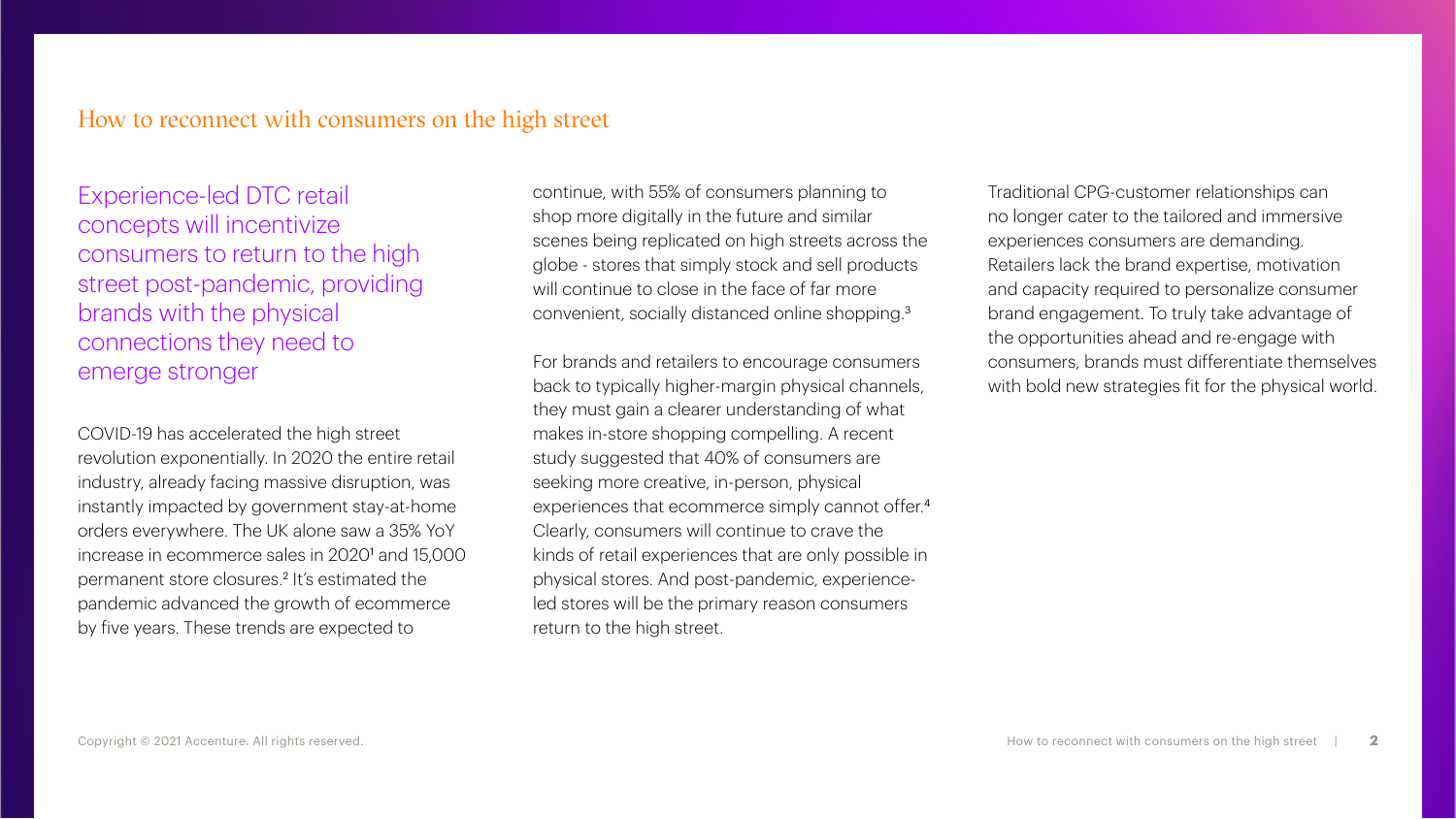# How to reconnect with consumers on the high street

## Experience-led DTC retail concepts will incentivize consumers to return to the high street post-pandemic, providing brands with the physical connections they need to emerge stronger

COVID-19 has accelerated the high street revolution exponentially. In 2020 the entire retail industry, already facing massive disruption, was instantly impacted by government stay-at-home orders everywhere. The UK alone saw a 35% YoY increase in ecommerce sales in 2020[1] and 15,000 permanent store closures.[2] It's estimated the pandemic advanced the growth of ecommerce by five years. These trends are expected to continue, with 55% of consumers planning to shop more digitally in the future and similar scenes being replicated on high streets across the globe - stores that simply stock and sell products will continue to close in the face of far more convenient, socially distanced online shopping.[3]

For brands and retailers to encourage consumers back to typically higher-margin physical channels, they must gain a clearer understanding of what makes in-store shopping compelling. A recent study suggested that 40% of consumers are seeking more creative, in-person, physical experiences that ecommerce simply cannot offer.[4] Clearly, consumers will continue to crave the kinds of retail experiences that are only possible in physical stores. And post-pandemic, experience-led stores will be the primary reason consumers return to the high street.

Traditional CPG-customer relationships can no longer cater to the tailored and immersive experiences consumers are demanding. Retailers lack the brand expertise, motivation and capacity required to personalize consumer brand engagement. To truly take advantage of the opportunities ahead and re-engage with consumers, brands must differentiate themselves with bold new strategies fit for the physical world.

Copyright © 2021 Accenture. All rights reserved.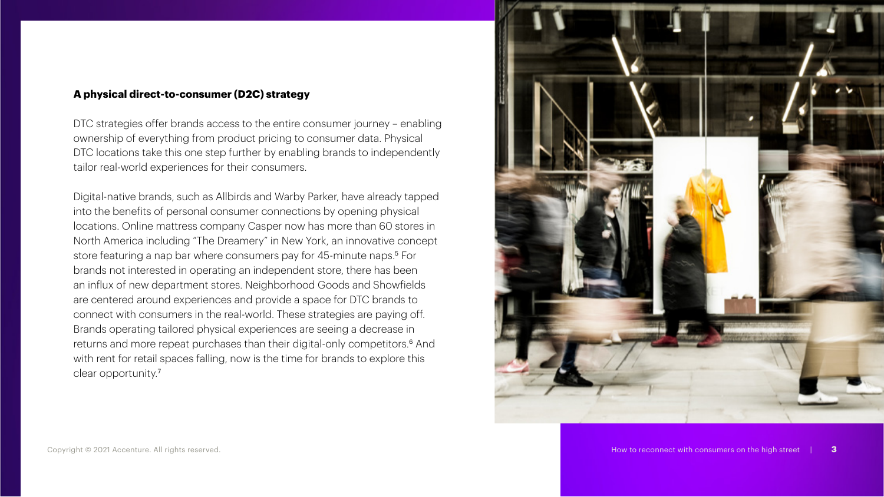### A physical direct-to-consumer (D2C) strategy

DTC strategies offer brands access to the entire consumer journey – enabling ownership of everything from product pricing to consumer data. Physical DTC locations take this one step further by enabling brands to independently tailor real-world experiences for their consumers.

Digital-native brands, such as Allbirds and Warby Parker, have already tapped into the benefits of personal consumer connections by opening physical locations. Online mattress company Casper now has more than 60 stores in North America including "The Dreamery" in New York, an innovative concept store featuring a nap bar where consumers pay for 45-minute naps.[5] For brands not interested in operating an independent store, there has been an influx of new department stores. Neighborhood Goods and Showfields are centered around experiences and provide a space for DTC brands to connect with consumers in the real-world. These strategies are paying off. Brands operating tailored physical experiences are seeing a decrease in returns and more repeat purchases than their digital-only competitors.[6] And with rent for retail spaces falling, now is the time for brands to explore this clear opportunity.[7]

Copyright © 2021 Accenture. All rights reserved.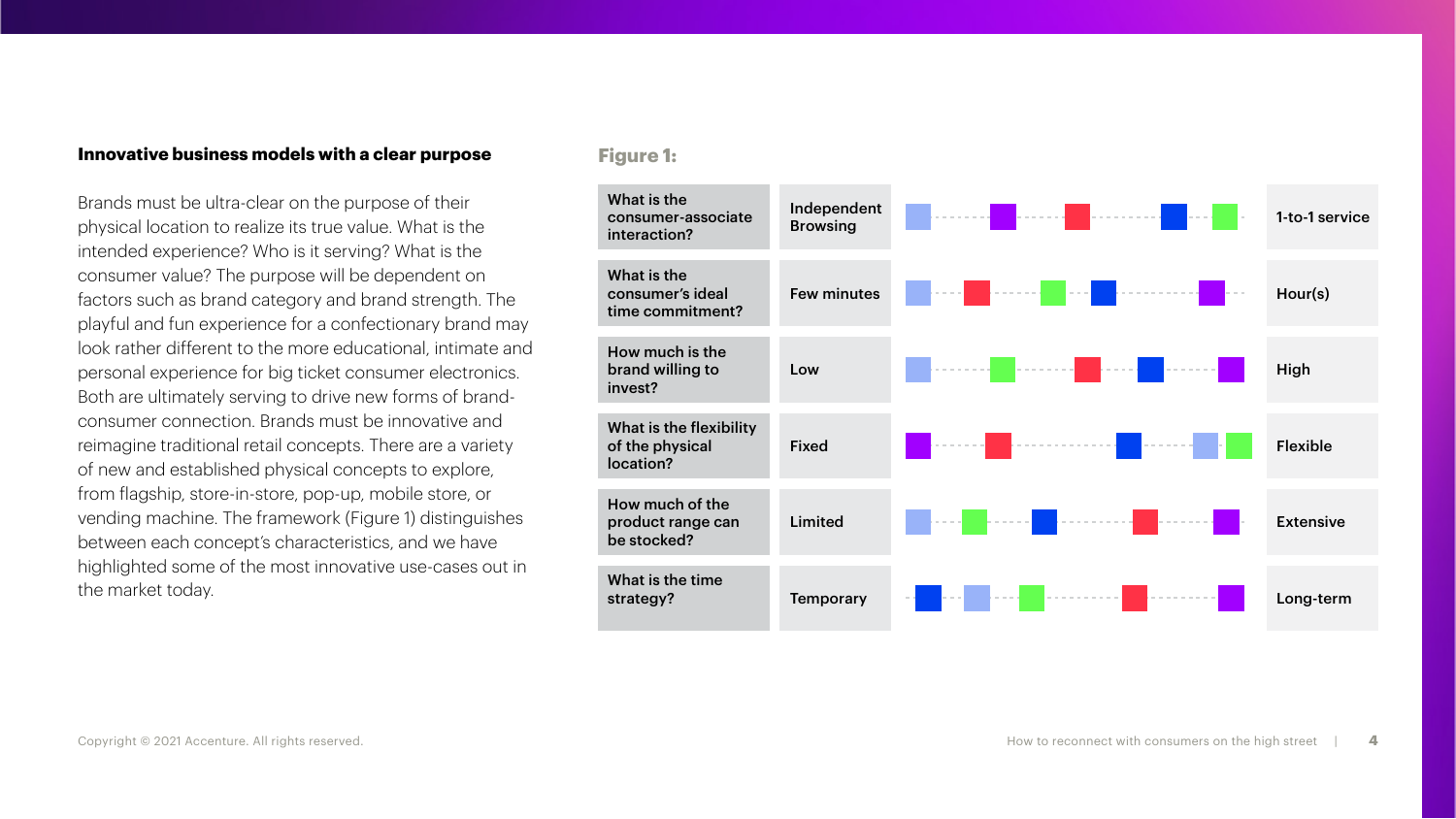### Innovative business models with a clear purpose

Brands must be ultra-clear on the purpose of their physical location to realize its true value. What is the intended experience? Who is it serving? What is the consumer value? The purpose will be dependent on factors such as brand category and brand strength. The playful and fun experience for a confectionary brand may look rather different to the more educational, intimate and personal experience for big ticket consumer electronics. Both are ultimately serving to drive new forms of brand-consumer connection. Brands must be innovative and reimagine traditional retail concepts. There are a variety of new and established physical concepts to explore, from flagship, store-in-store, pop-up, mobile store, or vending machine. The framework (Figure 1) distinguishes between each concept's characteristics, and we have highlighted some of the most innovative use-cases out in the market today.

**Figure 1:**

| Question | From | To |
|---|---|---|
| What is the consumer-associate interaction? | Independent Browsing | 1-to-1 service |
| What is the consumer's ideal time commitment? | Few minutes | Hour(s) |
| How much is the brand willing to invest? | Low | High |
| What is the flexibility of the physical location? | Fixed | Flexible |
| How much of the product range can be stocked? | Limited | Extensive |
| What is the time strategy? | Temporary | Long-term |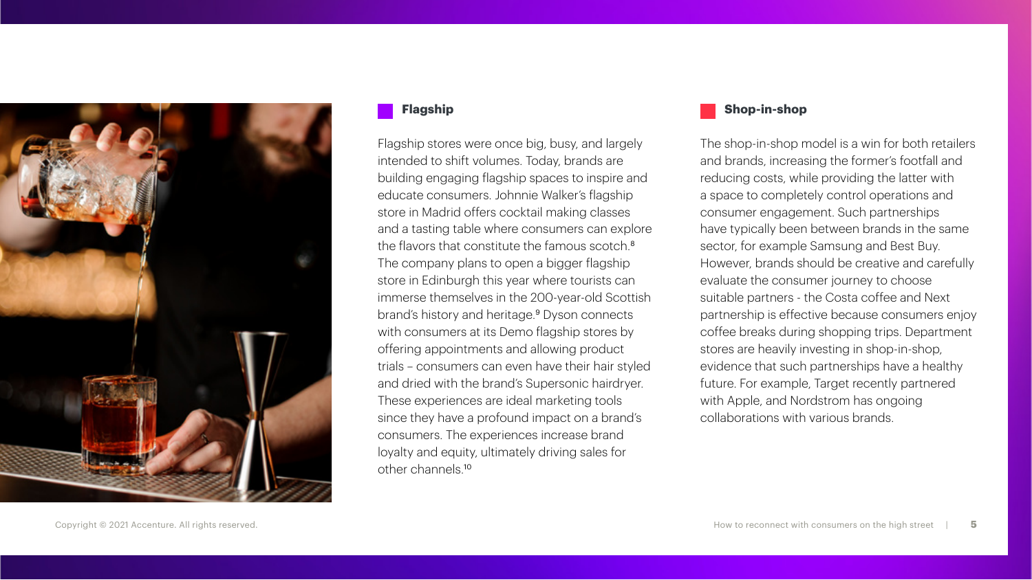## Flagship

Flagship stores were once big, busy, and largely intended to shift volumes. Today, brands are building engaging flagship spaces to inspire and educate consumers. Johnnie Walker's flagship store in Madrid offers cocktail making classes and a tasting table where consumers can explore the flavors that constitute the famous scotch.[8] The company plans to open a bigger flagship store in Edinburgh this year where tourists can immerse themselves in the 200-year-old Scottish brand's history and heritage.[9] Dyson connects with consumers at its Demo flagship stores by offering appointments and allowing product trials – consumers can even have their hair styled and dried with the brand's Supersonic hairdryer. These experiences are ideal marketing tools since they have a profound impact on a brand's consumers. The experiences increase brand loyalty and equity, ultimately driving sales for other channels.[10]

## Shop-in-shop

The shop-in-shop model is a win for both retailers and brands, increasing the former's footfall and reducing costs, while providing the latter with a space to completely control operations and consumer engagement. Such partnerships have typically been between brands in the same sector, for example Samsung and Best Buy. However, brands should be creative and carefully evaluate the consumer journey to choose suitable partners - the Costa coffee and Next partnership is effective because consumers enjoy coffee breaks during shopping trips. Department stores are heavily investing in shop-in-shop, evidence that such partnerships have a healthy future. For example, Target recently partnered with Apple, and Nordstrom has ongoing collaborations with various brands.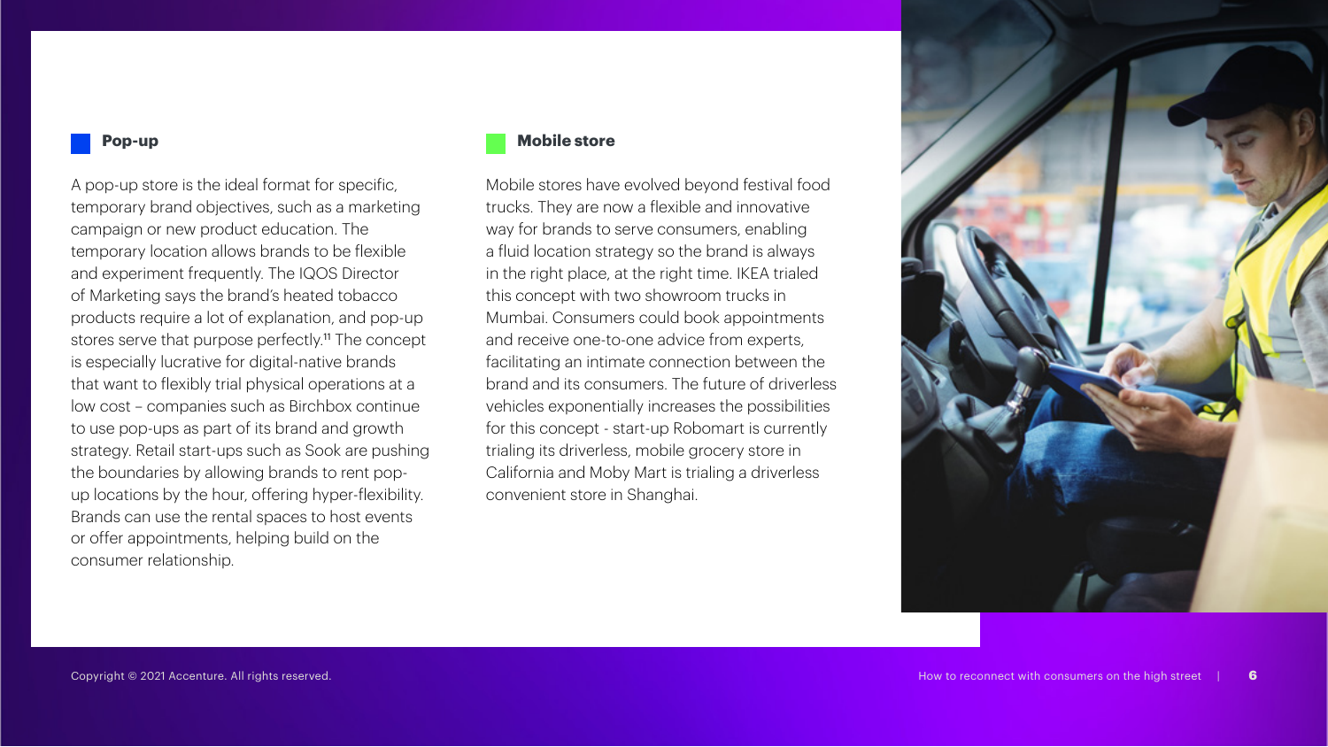### Pop-up

A pop-up store is the ideal format for specific, temporary brand objectives, such as a marketing campaign or new product education. The temporary location allows brands to be flexible and experiment frequently. The IQOS Director of Marketing says the brand's heated tobacco products require a lot of explanation, and pop-up stores serve that purpose perfectly.[11] The concept is especially lucrative for digital-native brands that want to flexibly trial physical operations at a low cost – companies such as Birchbox continue to use pop-ups as part of its brand and growth strategy. Retail start-ups such as Sook are pushing the boundaries by allowing brands to rent pop-up locations by the hour, offering hyper-flexibility. Brands can use the rental spaces to host events or offer appointments, helping build on the consumer relationship.

### Mobile store

Mobile stores have evolved beyond festival food trucks. They are now a flexible and innovative way for brands to serve consumers, enabling a fluid location strategy so the brand is always in the right place, at the right time. IKEA trialed this concept with two showroom trucks in Mumbai. Consumers could book appointments and receive one-to-one advice from experts, facilitating an intimate connection between the brand and its consumers. The future of driverless vehicles exponentially increases the possibilities for this concept - start-up Robomart is currently trialing its driverless, mobile grocery store in California and Moby Mart is trialing a driverless convenient store in Shanghai.

Copyright © 2021 Accenture. All rights reserved.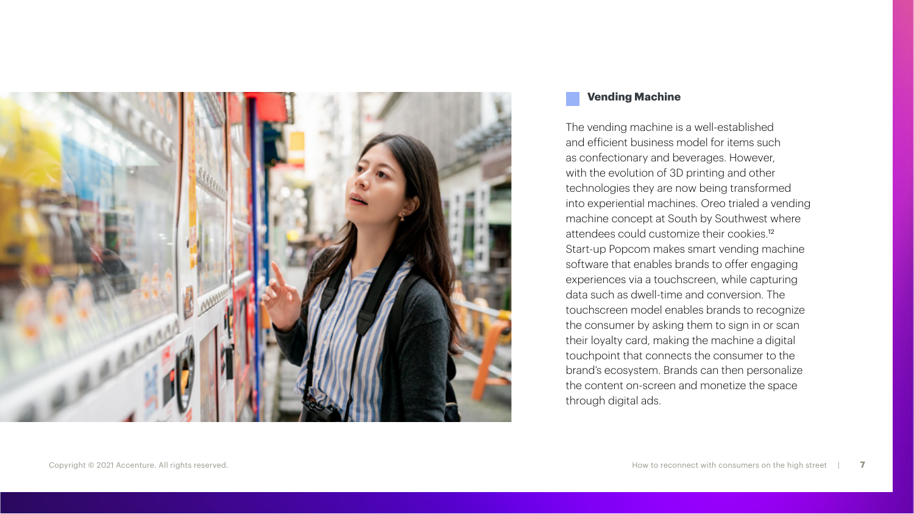### Vending Machine

The vending machine is a well-established and efficient business model for items such as confectionary and beverages. However, with the evolution of 3D printing and other technologies they are now being transformed into experiential machines. Oreo trialed a vending machine concept at South by Southwest where attendees could customize their cookies.[12] Start-up Popcom makes smart vending machine software that enables brands to offer engaging experiences via a touchscreen, while capturing data such as dwell-time and conversion. The touchscreen model enables brands to recognize the consumer by asking them to sign in or scan their loyalty card, making the machine a digital touchpoint that connects the consumer to the brand's ecosystem. Brands can then personalize the content on-screen and monetize the space through digital ads.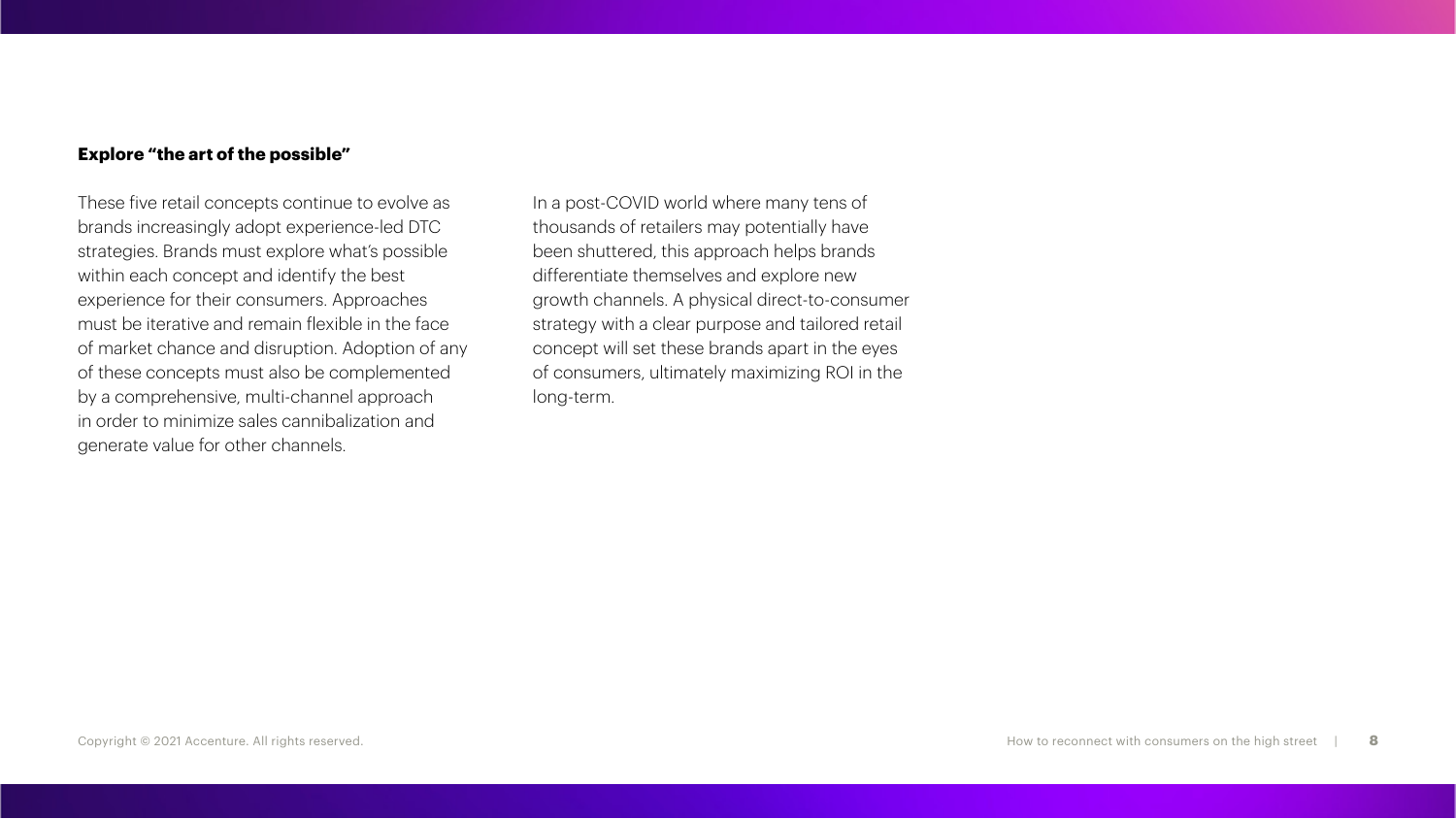**Explore "the art of the possible"**

These five retail concepts continue to evolve as brands increasingly adopt experience-led DTC strategies. Brands must explore what's possible within each concept and identify the best experience for their consumers. Approaches must be iterative and remain flexible in the face of market chance and disruption. Adoption of any of these concepts must also be complemented by a comprehensive, multi-channel approach in order to minimize sales cannibalization and generate value for other channels.

In a post-COVID world where many tens of thousands of retailers may potentially have been shuttered, this approach helps brands differentiate themselves and explore new growth channels. A physical direct-to-consumer strategy with a clear purpose and tailored retail concept will set these brands apart in the eyes of consumers, ultimately maximizing ROI in the long-term.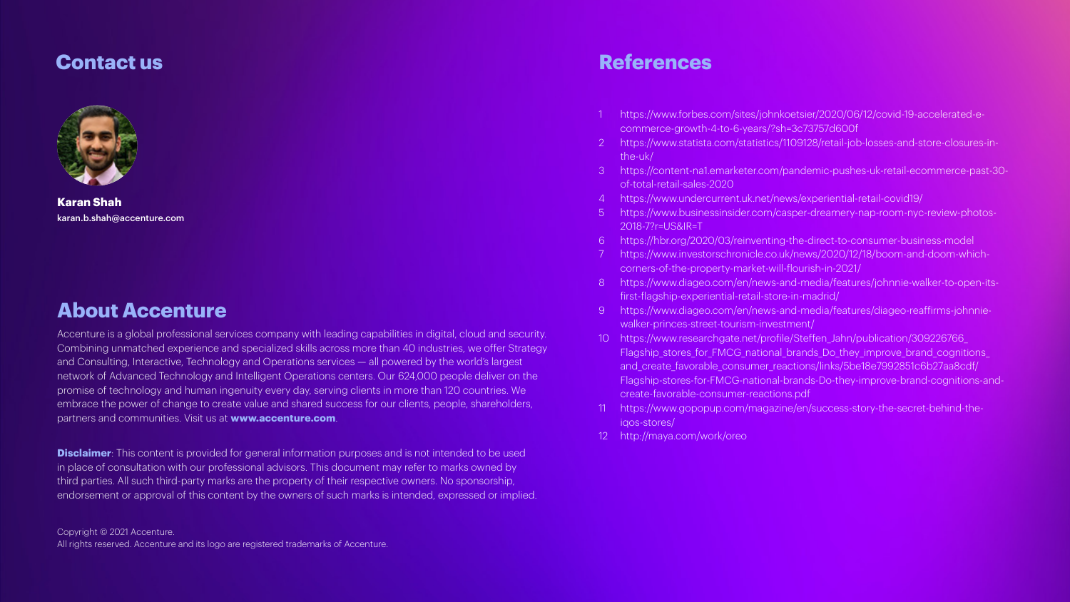## Contact us

**Karan Shah**
karan.b.shah@accenture.com

## About Accenture

Accenture is a global professional services company with leading capabilities in digital, cloud and security. Combining unmatched experience and specialized skills across more than 40 industries, we offer Strategy and Consulting, Interactive, Technology and Operations services — all powered by the world's largest network of Advanced Technology and Intelligent Operations centers. Our 624,000 people deliver on the promise of technology and human ingenuity every day, serving clients in more than 120 countries. We embrace the power of change to create value and shared success for our clients, people, shareholders, partners and communities. Visit us at **www.accenture.com**.

**Disclaimer**: This content is provided for general information purposes and is not intended to be used in place of consultation with our professional advisors. This document may refer to marks owned by third parties. All such third-party marks are the property of their respective owners. No sponsorship, endorsement or approval of this content by the owners of such marks is intended, expressed or implied.

Copyright © 2021 Accenture.
All rights reserved. Accenture and its logo are registered trademarks of Accenture.

## References

1. https://www.forbes.com/sites/johnkoetsier/2020/06/12/covid-19-accelerated-e-commerce-growth-4-to-6-years/?sh=3c73757d600f
2. https://www.statista.com/statistics/1109128/retail-job-losses-and-store-closures-in-the-uk/
3. https://content-na1.emarketer.com/pandemic-pushes-uk-retail-ecommerce-past-30-of-total-retail-sales-2020
4. https://www.undercurrent.uk.net/news/experiential-retail-covid19/
5. https://www.businessinsider.com/casper-dreamery-nap-room-nyc-review-photos-2018-7?r=US&IR=T
6. https://hbr.org/2020/03/reinventing-the-direct-to-consumer-business-model
7. https://www.investorschronicle.co.uk/news/2020/12/18/boom-and-doom-which-corners-of-the-property-market-will-flourish-in-2021/
8. https://www.diageo.com/en/news-and-media/features/johnnie-walker-to-open-its-first-flagship-experiential-retail-store-in-madrid/
9. https://www.diageo.com/en/news-and-media/features/diageo-reaffirms-johnnie-walker-princes-street-tourism-investment/
10. https://www.researchgate.net/profile/Steffen_Jahn/publication/309226766_Flagship_stores_for_FMCG_national_brands_Do_they_improve_brand_cognitions_and_create_favorable_consumer_reactions/links/5be18e7992851c6b27aa8cdf/Flagship-stores-for-FMCG-national-brands-Do-they-improve-brand-cognitions-and-create-favorable-consumer-reactions.pdf
11. https://www.gopopup.com/magazine/en/success-story-the-secret-behind-the-iqos-stores/
12. http://maya.com/work/oreo